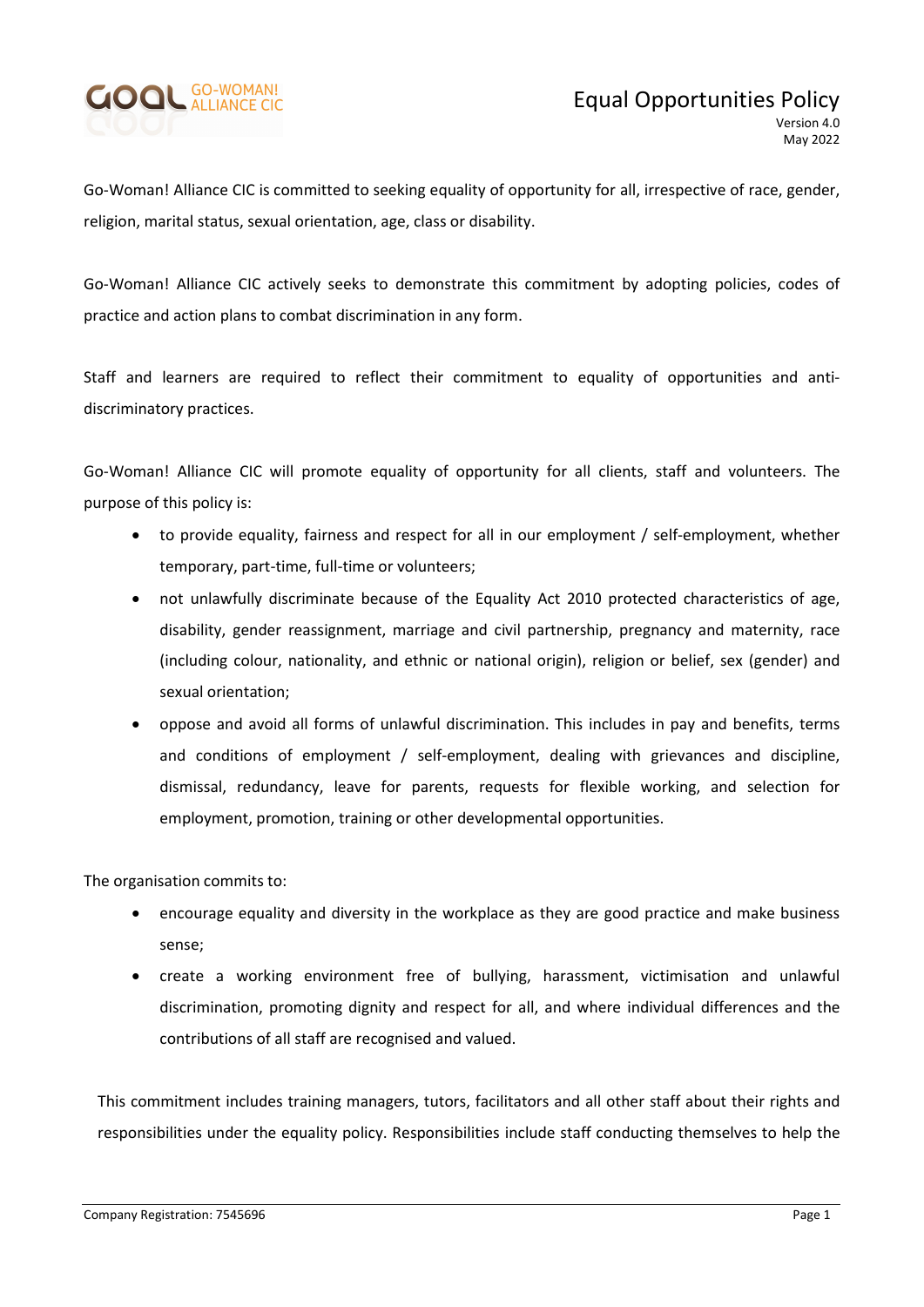# Equal Opportunities Policy

Version 4.0
May 2022

Go-Woman! Alliance CIC is committed to seeking equality of opportunity for all, irrespective of race, gender, religion, marital status, sexual orientation, age, class or disability.

Go-Woman! Alliance CIC actively seeks to demonstrate this commitment by adopting policies, codes of practice and action plans to combat discrimination in any form.

Staff and learners are required to reflect their commitment to equality of opportunities and anti-discriminatory practices.

Go-Woman! Alliance CIC will promote equality of opportunity for all clients, staff and volunteers. The purpose of this policy is:

- to provide equality, fairness and respect for all in our employment / self-employment, whether temporary, part-time, full-time or volunteers;
- not unlawfully discriminate because of the Equality Act 2010 protected characteristics of age, disability, gender reassignment, marriage and civil partnership, pregnancy and maternity, race (including colour, nationality, and ethnic or national origin), religion or belief, sex (gender) and sexual orientation;
- oppose and avoid all forms of unlawful discrimination. This includes in pay and benefits, terms and conditions of employment / self-employment, dealing with grievances and discipline, dismissal, redundancy, leave for parents, requests for flexible working, and selection for employment, promotion, training or other developmental opportunities.

The organisation commits to:

- encourage equality and diversity in the workplace as they are good practice and make business sense;
- create a working environment free of bullying, harassment, victimisation and unlawful discrimination, promoting dignity and respect for all, and where individual differences and the contributions of all staff are recognised and valued.

This commitment includes training managers, tutors, facilitators and all other staff about their rights and responsibilities under the equality policy. Responsibilities include staff conducting themselves to help the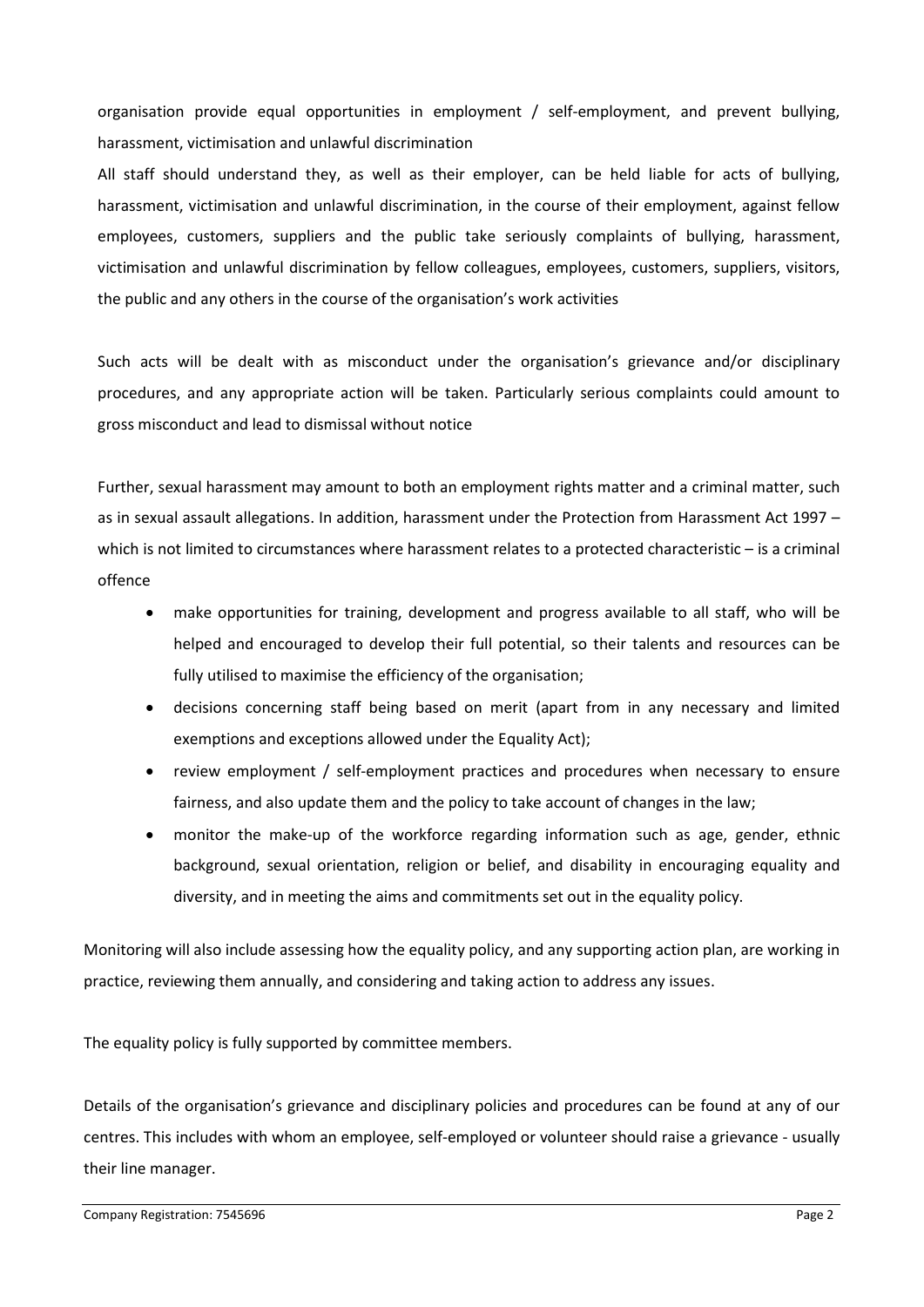organisation provide equal opportunities in employment / self-employment, and prevent bullying, harassment, victimisation and unlawful discrimination

All staff should understand they, as well as their employer, can be held liable for acts of bullying, harassment, victimisation and unlawful discrimination, in the course of their employment, against fellow employees, customers, suppliers and the public take seriously complaints of bullying, harassment, victimisation and unlawful discrimination by fellow colleagues, employees, customers, suppliers, visitors, the public and any others in the course of the organisation's work activities

Such acts will be dealt with as misconduct under the organisation's grievance and/or disciplinary procedures, and any appropriate action will be taken. Particularly serious complaints could amount to gross misconduct and lead to dismissal without notice

Further, sexual harassment may amount to both an employment rights matter and a criminal matter, such as in sexual assault allegations. In addition, harassment under the Protection from Harassment Act 1997 – which is not limited to circumstances where harassment relates to a protected characteristic – is a criminal offence

- make opportunities for training, development and progress available to all staff, who will be helped and encouraged to develop their full potential, so their talents and resources can be fully utilised to maximise the efficiency of the organisation;
- decisions concerning staff being based on merit (apart from in any necessary and limited exemptions and exceptions allowed under the Equality Act);
- review employment / self-employment practices and procedures when necessary to ensure fairness, and also update them and the policy to take account of changes in the law;
- monitor the make-up of the workforce regarding information such as age, gender, ethnic background, sexual orientation, religion or belief, and disability in encouraging equality and diversity, and in meeting the aims and commitments set out in the equality policy.

Monitoring will also include assessing how the equality policy, and any supporting action plan, are working in practice, reviewing them annually, and considering and taking action to address any issues.

The equality policy is fully supported by committee members.

Details of the organisation's grievance and disciplinary policies and procedures can be found at any of our centres. This includes with whom an employee, self-employed or volunteer should raise a grievance - usually their line manager.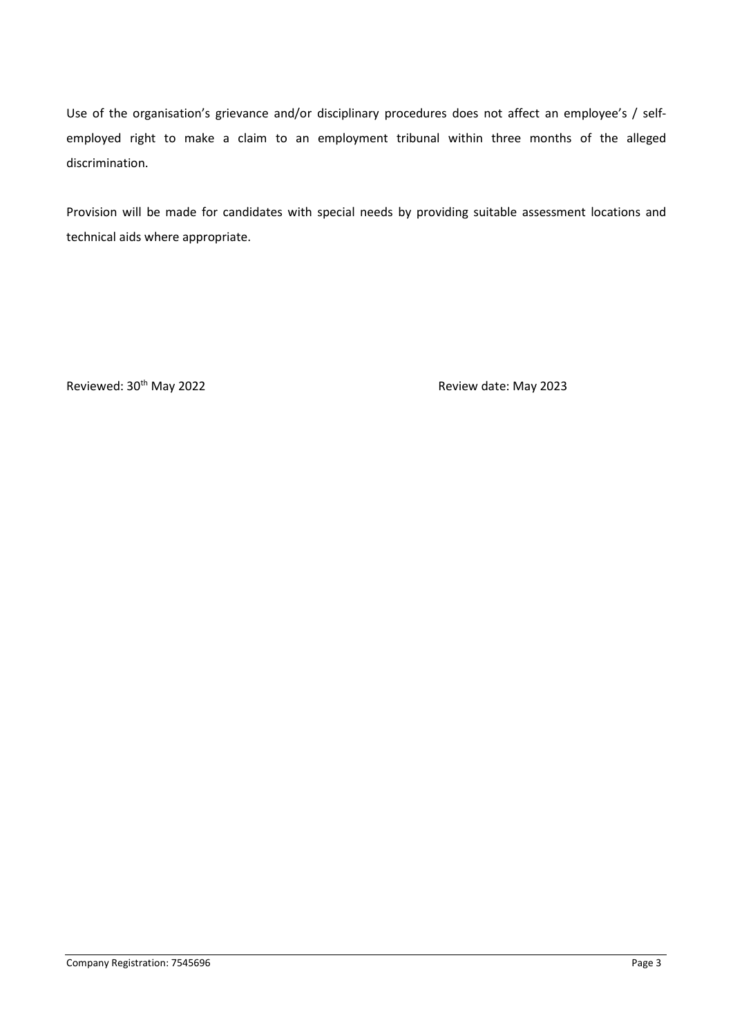Use of the organisation's grievance and/or disciplinary procedures does not affect an employee's / self-employed right to make a claim to an employment tribunal within three months of the alleged discrimination.

Provision will be made for candidates with special needs by providing suitable assessment locations and technical aids where appropriate.

Reviewed: 30th May 2022 Review date: May 2023